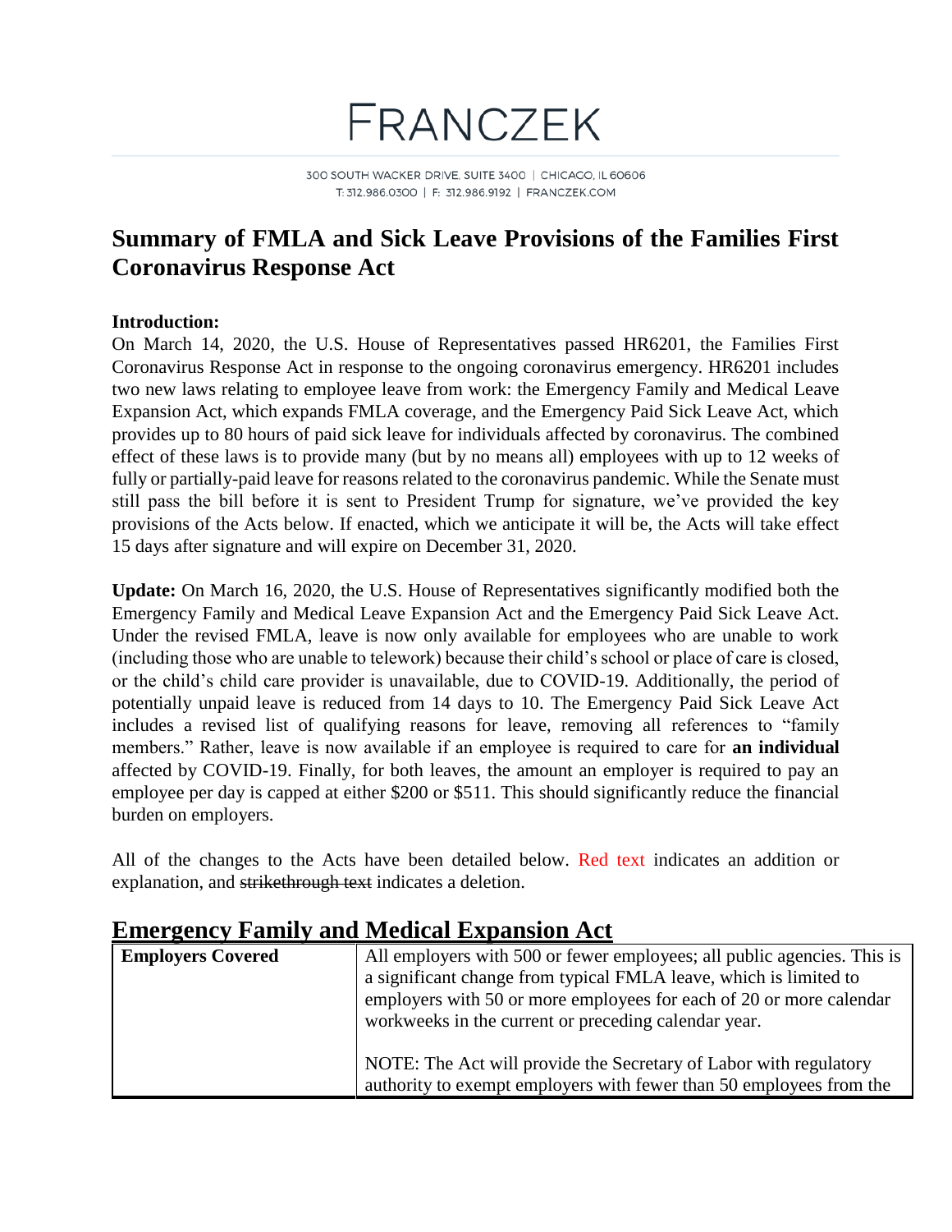# FRANCZEK

300 SOUTH WACKER DRIVE, SUITE 3400 | CHICAGO, IL 60606
T: 312.986.0300 | F: 312.986.9192 | FRANCZEK.COM

## Summary of FMLA and Sick Leave Provisions of the Families First Coronavirus Response Act

**Introduction:**
On March 14, 2020, the U.S. House of Representatives passed HR6201, the Families First Coronavirus Response Act in response to the ongoing coronavirus emergency. HR6201 includes two new laws relating to employee leave from work: the Emergency Family and Medical Leave Expansion Act, which expands FMLA coverage, and the Emergency Paid Sick Leave Act, which provides up to 80 hours of paid sick leave for individuals affected by coronavirus. The combined effect of these laws is to provide many (but by no means all) employees with up to 12 weeks of fully or partially-paid leave for reasons related to the coronavirus pandemic. While the Senate must still pass the bill before it is sent to President Trump for signature, we've provided the key provisions of the Acts below. If enacted, which we anticipate it will be, the Acts will take effect 15 days after signature and will expire on December 31, 2020.

**Update:** On March 16, 2020, the U.S. House of Representatives significantly modified both the Emergency Family and Medical Leave Expansion Act and the Emergency Paid Sick Leave Act. Under the revised FMLA, leave is now only available for employees who are unable to work (including those who are unable to telework) because their child's school or place of care is closed, or the child's child care provider is unavailable, due to COVID-19. Additionally, the period of potentially unpaid leave is reduced from 14 days to 10. The Emergency Paid Sick Leave Act includes a revised list of qualifying reasons for leave, removing all references to "family members." Rather, leave is now available if an employee is required to care for **an individual** affected by COVID-19. Finally, for both leaves, the amount an employer is required to pay an employee per day is capped at either $200 or $511. This should significantly reduce the financial burden on employers.

All of the changes to the Acts have been detailed below. Red text indicates an addition or explanation, and ~~strikethrough text~~ indicates a deletion.

## Emergency Family and Medical Expansion Act

| **Employers Covered** | All employers with 500 or fewer employees; all public agencies. This is a significant change from typical FMLA leave, which is limited to employers with 50 or more employees for each of 20 or more calendar workweeks in the current or preceding calendar year.<br><br>NOTE: The Act will provide the Secretary of Labor with regulatory authority to exempt employers with fewer than 50 employees from the |
|---|---|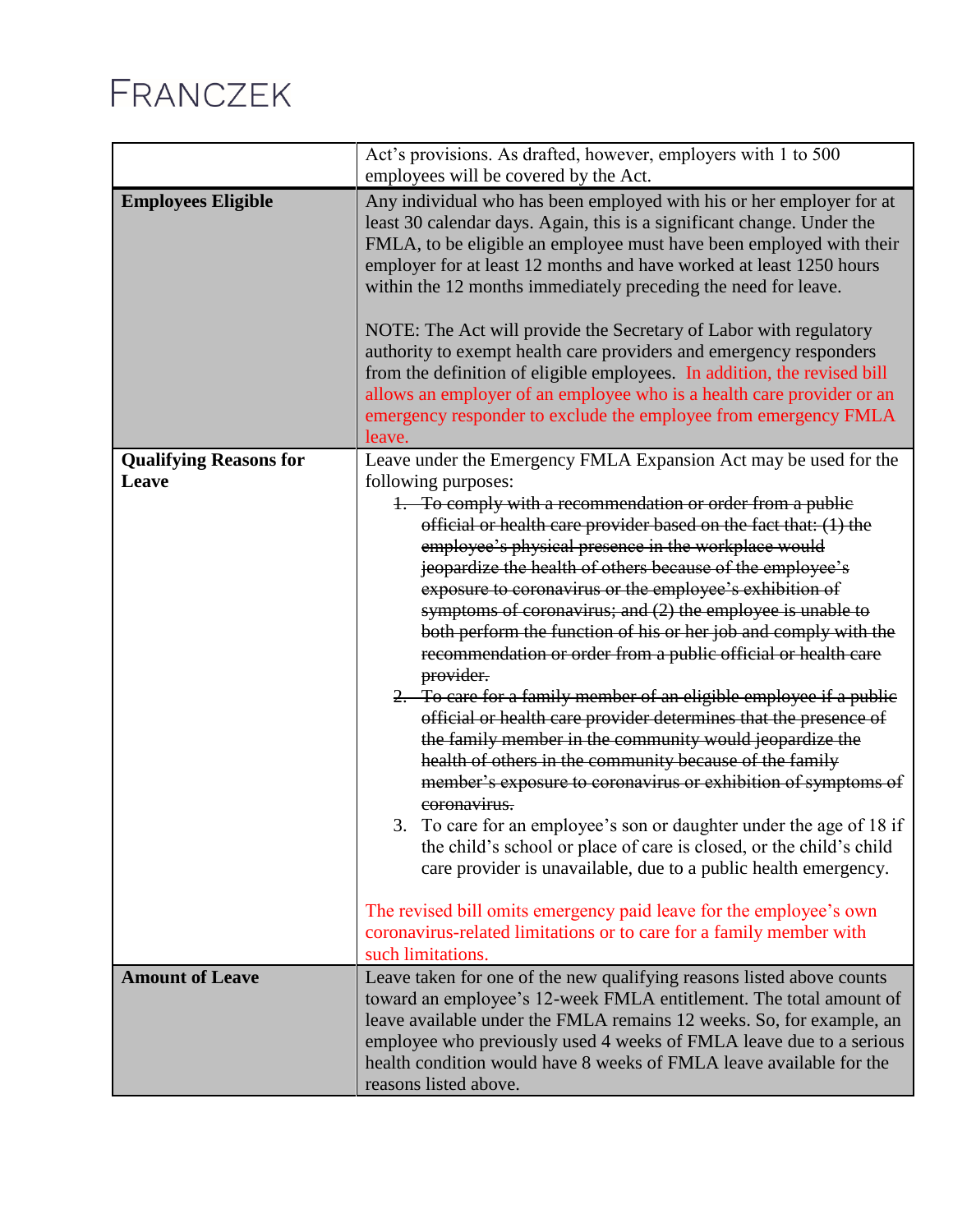| | |
|---|---|
| | Act's provisions. As drafted, however, employers with 1 to 500 employees will be covered by the Act. |
| **Employees Eligible** | Any individual who has been employed with his or her employer for at least 30 calendar days. Again, this is a significant change. Under the FMLA, to be eligible an employee must have been employed with their employer for at least 12 months and have worked at least 1250 hours within the 12 months immediately preceding the need for leave.<br><br>NOTE: The Act will provide the Secretary of Labor with regulatory authority to exempt health care providers and emergency responders from the definition of eligible employees. In addition, the revised bill allows an employer of an employee who is a health care provider or an emergency responder to exclude the employee from emergency FMLA leave. |
| **Qualifying Reasons for Leave** | Leave under the Emergency FMLA Expansion Act may be used for the following purposes:<br>1. ~~To comply with a recommendation or order from a public official or health care provider based on the fact that: (1) the employee's physical presence in the workplace would jeopardize the health of others because of the employee's exposure to coronavirus or the employee's exhibition of symptoms of coronavirus; and (2) the employee is unable to both perform the function of his or her job and comply with the recommendation or order from a public official or health care provider.~~<br>2. ~~To care for a family member of an eligible employee if a public official or health care provider determines that the presence of the family member in the community would jeopardize the health of others in the community because of the family member's exposure to coronavirus or exhibition of symptoms of coronavirus.~~<br>3. To care for an employee's son or daughter under the age of 18 if the child's school or place of care is closed, or the child's child care provider is unavailable, due to a public health emergency.<br><br>The revised bill omits emergency paid leave for the employee's own coronavirus-related limitations or to care for a family member with such limitations. |
| **Amount of Leave** | Leave taken for one of the new qualifying reasons listed above counts toward an employee's 12-week FMLA entitlement. The total amount of leave available under the FMLA remains 12 weeks. So, for example, an employee who previously used 4 weeks of FMLA leave due to a serious health condition would have 8 weeks of FMLA leave available for the reasons listed above. |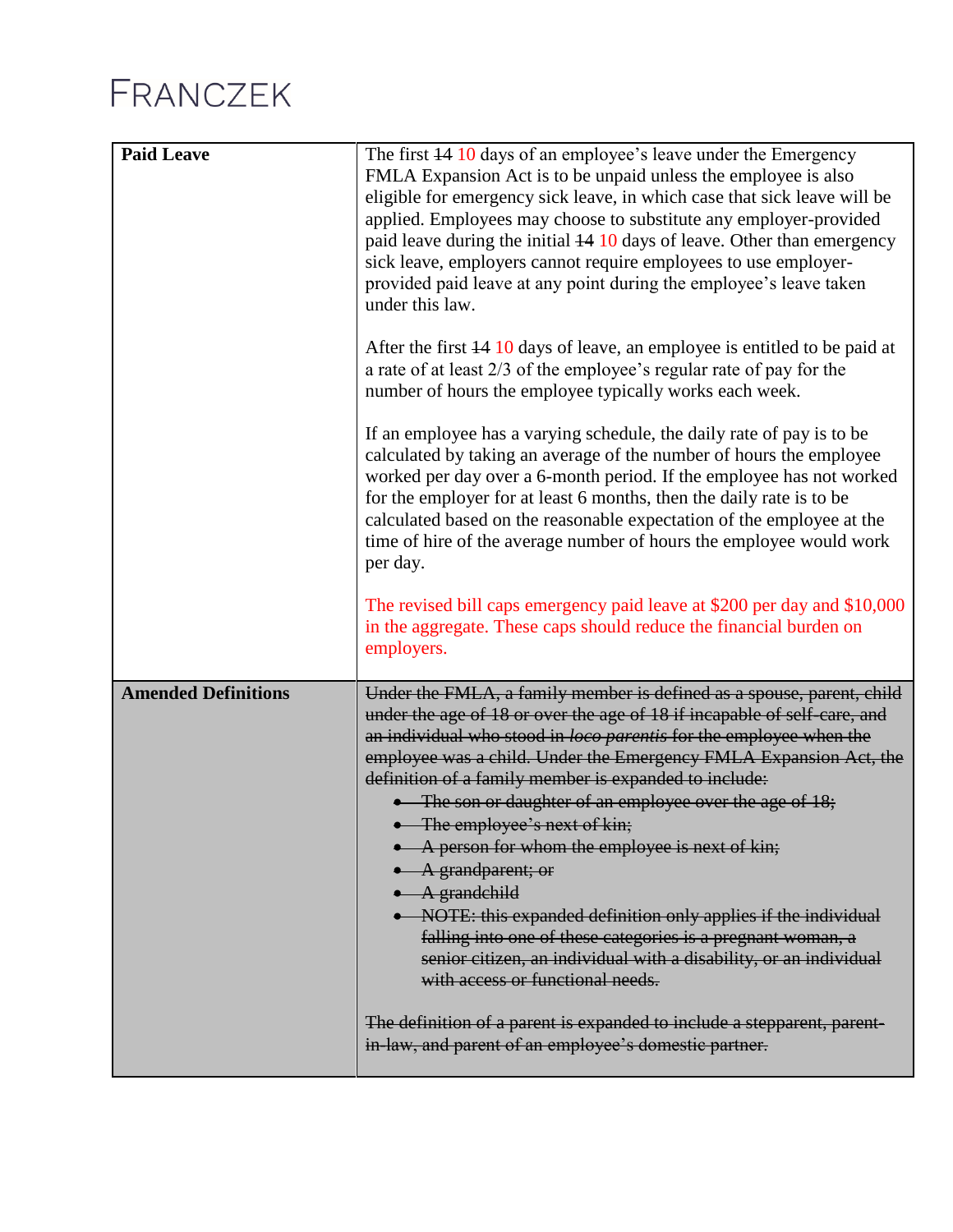| | |
|---|---|
| **Paid Leave** | The first ~~14~~ 10 days of an employee's leave under the Emergency FMLA Expansion Act is to be unpaid unless the employee is also eligible for emergency sick leave, in which case that sick leave will be applied. Employees may choose to substitute any employer-provided paid leave during the initial ~~14~~ 10 days of leave. Other than emergency sick leave, employers cannot require employees to use employer-provided paid leave at any point during the employee's leave taken under this law.<br><br>After the first ~~14~~ 10 days of leave, an employee is entitled to be paid at a rate of at least 2/3 of the employee's regular rate of pay for the number of hours the employee typically works each week.<br><br>If an employee has a varying schedule, the daily rate of pay is to be calculated by taking an average of the number of hours the employee worked per day over a 6-month period. If the employee has not worked for the employer for at least 6 months, then the daily rate is to be calculated based on the reasonable expectation of the employee at the time of hire of the average number of hours the employee would work per day.<br><br>The revised bill caps emergency paid leave at $200 per day and $10,000 in the aggregate. These caps should reduce the financial burden on employers. |
| **Amended Definitions** | ~~Under the FMLA, a family member is defined as a spouse, parent, child under the age of 18 or over the age of 18 if incapable of self-care, and an individual who stood in *loco parentis* for the employee when the employee was a child. Under the Emergency FMLA Expansion Act, the definition of a family member is expanded to include:~~<br>• ~~The son or daughter of an employee over the age of 18;~~<br>• ~~The employee's next of kin;~~<br>• ~~A person for whom the employee is next of kin;~~<br>• ~~A grandparent; or~~<br>• ~~A grandchild~~<br>• ~~NOTE: this expanded definition only applies if the individual falling into one of these categories is a pregnant woman, a senior citizen, an individual with a disability, or an individual with access or functional needs.~~<br><br>~~The definition of a parent is expanded to include a stepparent, parent-in-law, and parent of an employee's domestic partner.~~ |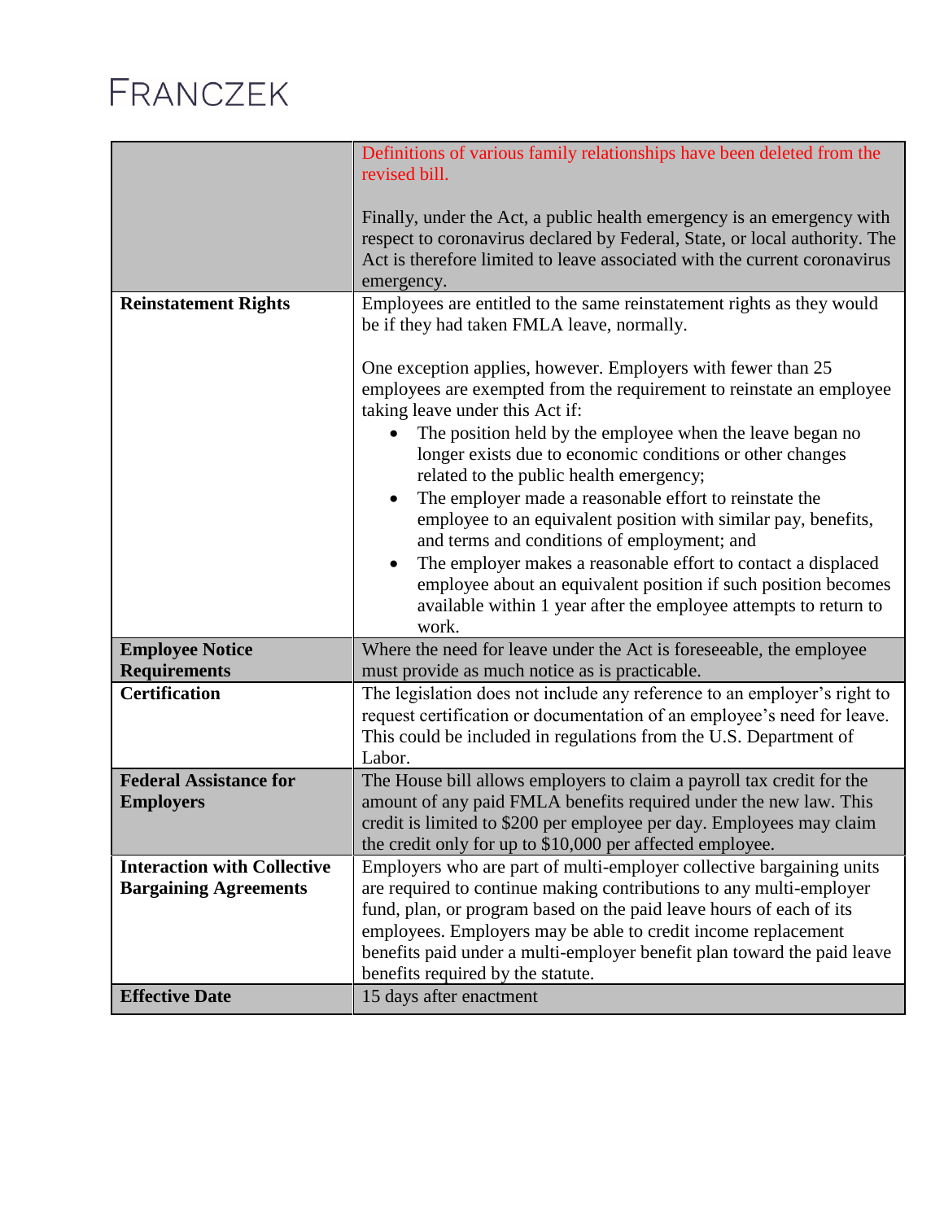| | |
|---|---|
| | Definitions of various family relationships have been deleted from the revised bill.<br><br>Finally, under the Act, a public health emergency is an emergency with respect to coronavirus declared by Federal, State, or local authority. The Act is therefore limited to leave associated with the current coronavirus emergency. |
| **Reinstatement Rights** | Employees are entitled to the same reinstatement rights as they would be if they had taken FMLA leave, normally.<br><br>One exception applies, however. Employers with fewer than 25 employees are exempted from the requirement to reinstate an employee taking leave under this Act if:<br>• The position held by the employee when the leave began no longer exists due to economic conditions or other changes related to the public health emergency;<br>• The employer made a reasonable effort to reinstate the employee to an equivalent position with similar pay, benefits, and terms and conditions of employment; and<br>• The employer makes a reasonable effort to contact a displaced employee about an equivalent position if such position becomes available within 1 year after the employee attempts to return to work. |
| **Employee Notice Requirements** | Where the need for leave under the Act is foreseeable, the employee must provide as much notice as is practicable. |
| **Certification** | The legislation does not include any reference to an employer's right to request certification or documentation of an employee's need for leave. This could be included in regulations from the U.S. Department of Labor. |
| **Federal Assistance for Employers** | The House bill allows employers to claim a payroll tax credit for the amount of any paid FMLA benefits required under the new law. This credit is limited to $200 per employee per day. Employees may claim the credit only for up to $10,000 per affected employee. |
| **Interaction with Collective Bargaining Agreements** | Employers who are part of multi-employer collective bargaining units are required to continue making contributions to any multi-employer fund, plan, or program based on the paid leave hours of each of its employees. Employers may be able to credit income replacement benefits paid under a multi-employer benefit plan toward the paid leave benefits required by the statute. |
| **Effective Date** | 15 days after enactment |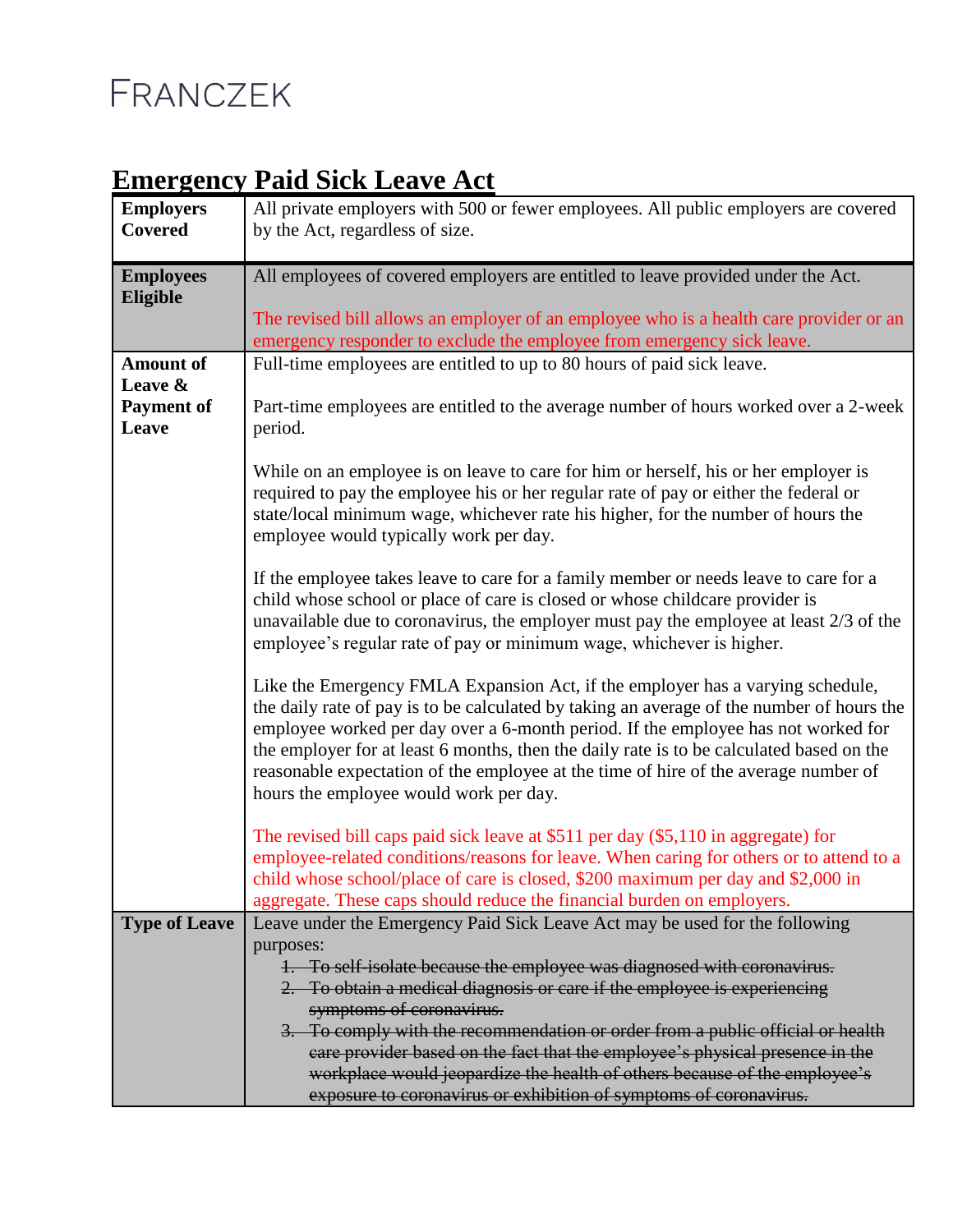FRANCZEK

# Emergency Paid Sick Leave Act

| | |
|---|---|
| **Employers Covered** | All private employers with 500 or fewer employees. All public employers are covered by the Act, regardless of size. |
| **Employees Eligible** | All employees of covered employers are entitled to leave provided under the Act.<br><br>The revised bill allows an employer of an employee who is a health care provider or an emergency responder to exclude the employee from emergency sick leave. |
| **Amount of Leave & Payment of Leave** | Full-time employees are entitled to up to 80 hours of paid sick leave.<br><br>Part-time employees are entitled to the average number of hours worked over a 2-week period.<br><br>While on an employee is on leave to care for him or herself, his or her employer is required to pay the employee his or her regular rate of pay or either the federal or state/local minimum wage, whichever rate his higher, for the number of hours the employee would typically work per day.<br><br>If the employee takes leave to care for a family member or needs leave to care for a child whose school or place of care is closed or whose childcare provider is unavailable due to coronavirus, the employer must pay the employee at least 2/3 of the employee's regular rate of pay or minimum wage, whichever is higher.<br><br>Like the Emergency FMLA Expansion Act, if the employer has a varying schedule, the daily rate of pay is to be calculated by taking an average of the number of hours the employee worked per day over a 6-month period. If the employee has not worked for the employer for at least 6 months, then the daily rate is to be calculated based on the reasonable expectation of the employee at the time of hire of the average number of hours the employee would work per day.<br><br>The revised bill caps paid sick leave at \$511 per day (\$5,110 in aggregate) for employee-related conditions/reasons for leave. When caring for others or to attend to a child whose school/place of care is closed, \$200 maximum per day and \$2,000 in aggregate. These caps should reduce the financial burden on employers. |
| **Type of Leave** | Leave under the Emergency Paid Sick Leave Act may be used for the following purposes:<br>~~1. To self-isolate because the employee was diagnosed with coronavirus.~~<br>~~2. To obtain a medical diagnosis or care if the employee is experiencing symptoms of coronavirus.~~<br>~~3. To comply with the recommendation or order from a public official or health care provider based on the fact that the employee's physical presence in the workplace would jeopardize the health of others because of the employee's exposure to coronavirus or exhibition of symptoms of coronavirus.~~ |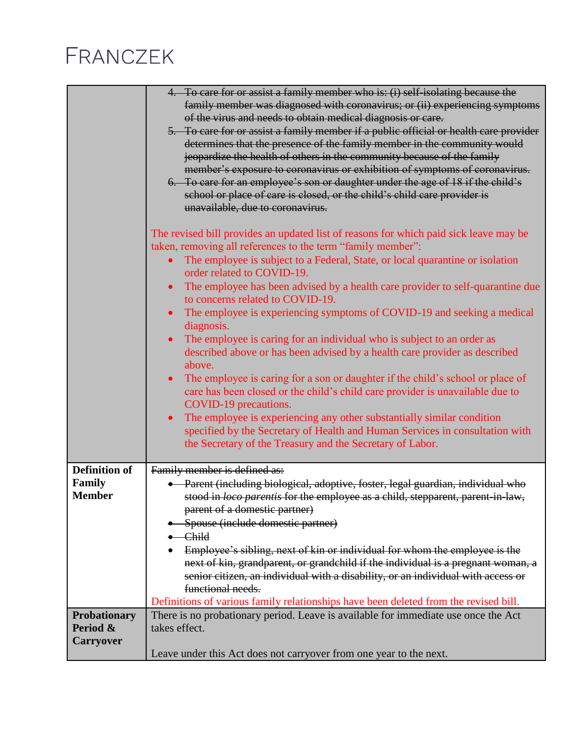| | |
|---|---|
| | ~~4. To care for or assist a family member who is: (i) self-isolating because the family member was diagnosed with coronavirus; or (ii) experiencing symptoms of the virus and needs to obtain medical diagnosis or care.~~<br>~~5. To care for or assist a family member if a public official or health care provider determines that the presence of the family member in the community would jeopardize the health of others in the community because of the family member's exposure to coronavirus or exhibition of symptoms of coronavirus.~~<br>~~6. To care for an employee's son or daughter under the age of 18 if the child's school or place of care is closed, or the child's child care provider is unavailable, due to coronavirus.~~<br><br>The revised bill provides an updated list of reasons for which paid sick leave may be taken, removing all references to the term "family member":<br>• The employee is subject to a Federal, State, or local quarantine or isolation order related to COVID-19.<br>• The employee has been advised by a health care provider to self-quarantine due to concerns related to COVID-19.<br>• The employee is experiencing symptoms of COVID-19 and seeking a medical diagnosis.<br>• The employee is caring for an individual who is subject to an order as described above or has been advised by a health care provider as described above.<br>• The employee is caring for a son or daughter if the child's school or place of care has been closed or the child's child care provider is unavailable due to COVID-19 precautions.<br>• The employee is experiencing any other substantially similar condition specified by the Secretary of Health and Human Services in consultation with the Secretary of the Treasury and the Secretary of Labor. |
| **Definition of Family Member** | ~~Family member is defined as:~~<br>• ~~Parent (including biological, adoptive, foster, legal guardian, individual who stood in *loco parentis* for the employee as a child, stepparent, parent-in-law, parent of a domestic partner)~~<br>• ~~Spouse (include domestic partner)~~<br>• ~~Child~~<br>• ~~Employee's sibling, next of kin or individual for whom the employee is the next of kin, grandparent, or grandchild if the individual is a pregnant woman, a senior citizen, an individual with a disability, or an individual with access or functional needs.~~<br>Definitions of various family relationships have been deleted from the revised bill. |
| **Probationary Period & Carryover** | There is no probationary period. Leave is available for immediate use once the Act takes effect.<br><br>Leave under this Act does not carryover from one year to the next. |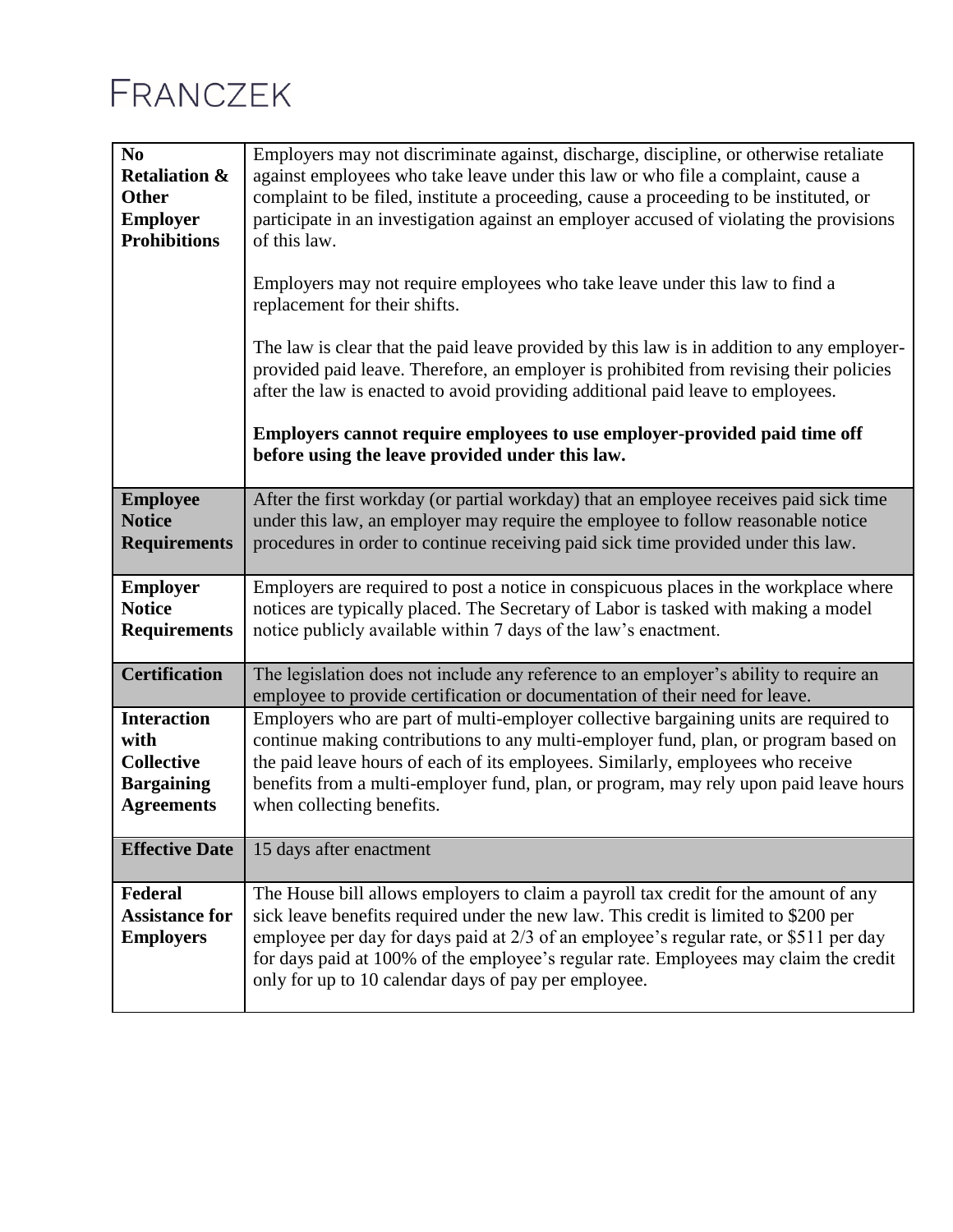| | |
|---|---|
| **No Retaliation & Other Employer Prohibitions** | Employers may not discriminate against, discharge, discipline, or otherwise retaliate against employees who take leave under this law or who file a complaint, cause a complaint to be filed, institute a proceeding, cause a proceeding to be instituted, or participate in an investigation against an employer accused of violating the provisions of this law.<br><br>Employers may not require employees who take leave under this law to find a replacement for their shifts.<br><br>The law is clear that the paid leave provided by this law is in addition to any employer-provided paid leave. Therefore, an employer is prohibited from revising their policies after the law is enacted to avoid providing additional paid leave to employees.<br><br>**Employers cannot require employees to use employer-provided paid time off before using the leave provided under this law.** |
| **Employee Notice Requirements** | After the first workday (or partial workday) that an employee receives paid sick time under this law, an employer may require the employee to follow reasonable notice procedures in order to continue receiving paid sick time provided under this law. |
| **Employer Notice Requirements** | Employers are required to post a notice in conspicuous places in the workplace where notices are typically placed. The Secretary of Labor is tasked with making a model notice publicly available within 7 days of the law's enactment. |
| **Certification** | The legislation does not include any reference to an employer's ability to require an employee to provide certification or documentation of their need for leave. |
| **Interaction with Collective Bargaining Agreements** | Employers who are part of multi-employer collective bargaining units are required to continue making contributions to any multi-employer fund, plan, or program based on the paid leave hours of each of its employees. Similarly, employees who receive benefits from a multi-employer fund, plan, or program, may rely upon paid leave hours when collecting benefits. |
| **Effective Date** | 15 days after enactment |
| **Federal Assistance for Employers** | The House bill allows employers to claim a payroll tax credit for the amount of any sick leave benefits required under the new law. This credit is limited to $200 per employee per day for days paid at 2/3 of an employee's regular rate, or $511 per day for days paid at 100% of the employee's regular rate. Employees may claim the credit only for up to 10 calendar days of pay per employee. |